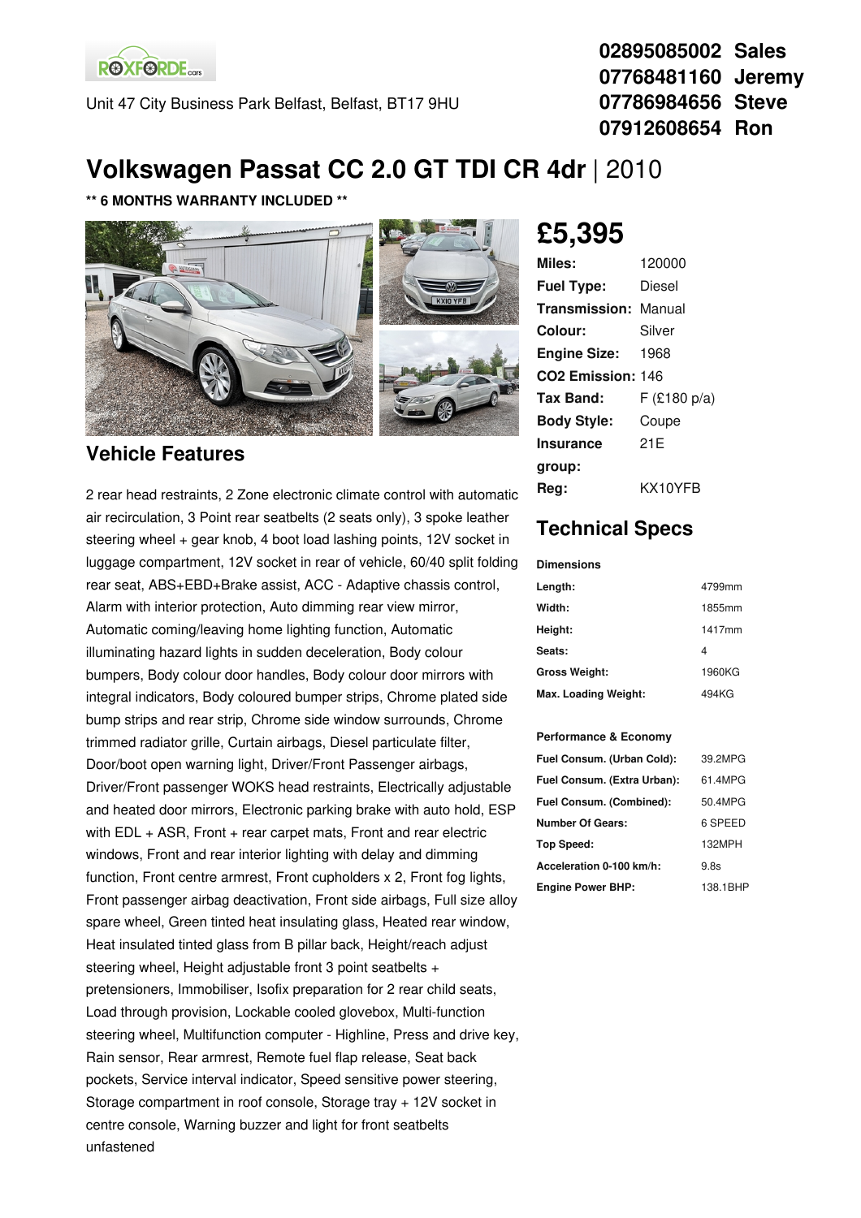ROXFORDE cars

Unit 47 City Business Park Belfast, Belfast, BT17 9HU

**02895085002 Sales**
**07768481160 Jeremy**
**07786984656 Steve**
**07912608654 Ron**

# Volkswagen Passat CC 2.0 GT TDI CR 4dr | 2010

**\*\* 6 MONTHS WARRANTY INCLUDED \*\***

## £5,395

| | |
|---|---|
| **Miles:** | 120000 |
| **Fuel Type:** | Diesel |
| **Transmission:** | Manual |
| **Colour:** | Silver |
| **Engine Size:** | 1968 |
| **CO2 Emission:** | 146 |
| **Tax Band:** | F (£180 p/a) |
| **Body Style:** | Coupe |
| **Insurance group:** | 21E |
| **Reg:** | KX10YFB |

## Vehicle Features

2 rear head restraints, 2 Zone electronic climate control with automatic air recirculation, 3 Point rear seatbelts (2 seats only), 3 spoke leather steering wheel + gear knob, 4 boot load lashing points, 12V socket in luggage compartment, 12V socket in rear of vehicle, 60/40 split folding rear seat, ABS+EBD+Brake assist, ACC - Adaptive chassis control, Alarm with interior protection, Auto dimming rear view mirror, Automatic coming/leaving home lighting function, Automatic illuminating hazard lights in sudden deceleration, Body colour bumpers, Body colour door handles, Body colour door mirrors with integral indicators, Body coloured bumper strips, Chrome plated side bump strips and rear strip, Chrome side window surrounds, Chrome trimmed radiator grille, Curtain airbags, Diesel particulate filter, Door/boot open warning light, Driver/Front Passenger airbags, Driver/Front passenger WOKS head restraints, Electrically adjustable and heated door mirrors, Electronic parking brake with auto hold, ESP with EDL + ASR, Front + rear carpet mats, Front and rear electric windows, Front and rear interior lighting with delay and dimming function, Front centre armrest, Front cupholders x 2, Front fog lights, Front passenger airbag deactivation, Front side airbags, Full size alloy spare wheel, Green tinted heat insulating glass, Heated rear window, Heat insulated tinted glass from B pillar back, Height/reach adjust steering wheel, Height adjustable front 3 point seatbelts + pretensioners, Immobiliser, Isofix preparation for 2 rear child seats, Load through provision, Lockable cooled glovebox, Multi-function steering wheel, Multifunction computer - Highline, Press and drive key, Rain sensor, Rear armrest, Remote fuel flap release, Seat back pockets, Service interval indicator, Speed sensitive power steering, Storage compartment in roof console, Storage tray + 12V socket in centre console, Warning buzzer and light for front seatbelts unfastened

## Technical Specs

**Dimensions**

| | |
|---|---|
| **Length:** | 4799mm |
| **Width:** | 1855mm |
| **Height:** | 1417mm |
| **Seats:** | 4 |
| **Gross Weight:** | 1960KG |
| **Max. Loading Weight:** | 494KG |

**Performance & Economy**

| | |
|---|---|
| **Fuel Consum. (Urban Cold):** | 39.2MPG |
| **Fuel Consum. (Extra Urban):** | 61.4MPG |
| **Fuel Consum. (Combined):** | 50.4MPG |
| **Number Of Gears:** | 6 SPEED |
| **Top Speed:** | 132MPH |
| **Acceleration 0-100 km/h:** | 9.8s |
| **Engine Power BHP:** | 138.1BHP |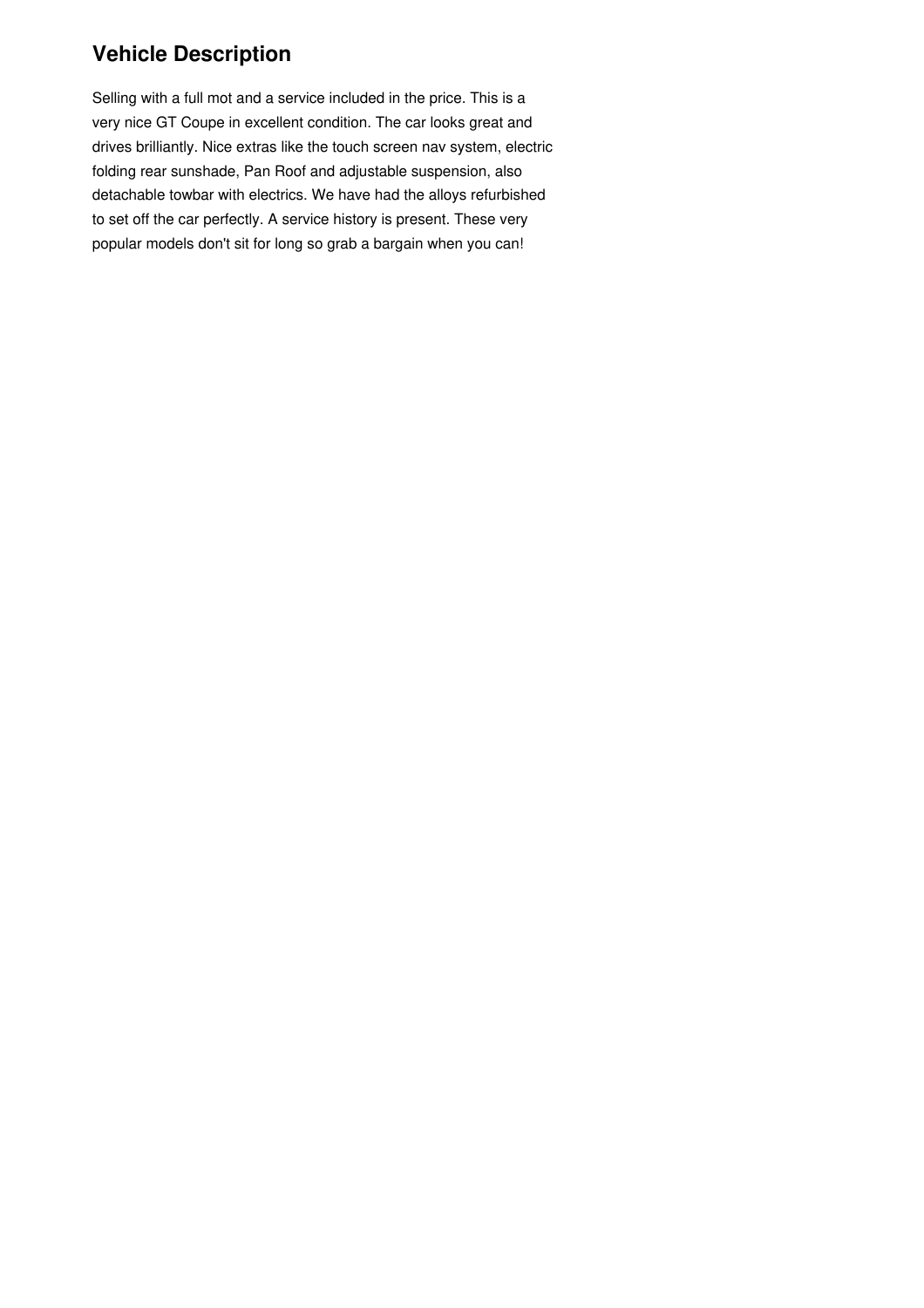## Vehicle Description

Selling with a full mot and a service included in the price. This is a very nice GT Coupe in excellent condition. The car looks great and drives brilliantly. Nice extras like the touch screen nav system, electric folding rear sunshade, Pan Roof and adjustable suspension, also detachable towbar with electrics. We have had the alloys refurbished to set off the car perfectly. A service history is present. These very popular models don't sit for long so grab a bargain when you can!